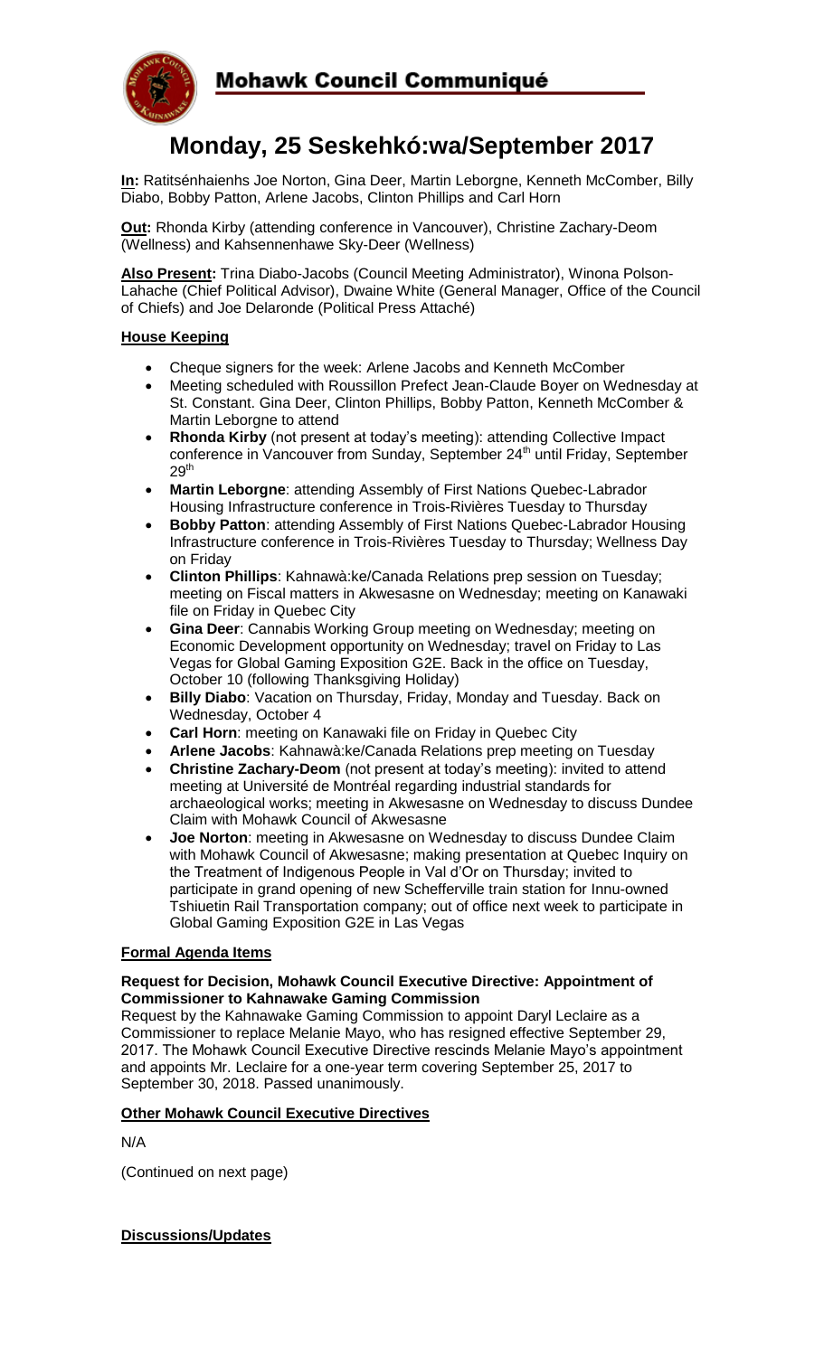# Mohawk Council Communiqué

## Monday, 25 Seskehkó:wa/September 2017

**In:** Ratitsénhaienhs Joe Norton, Gina Deer, Martin Leborgne, Kenneth McComber, Billy Diabo, Bobby Patton, Arlene Jacobs, Clinton Phillips and Carl Horn

**Out:** Rhonda Kirby (attending conference in Vancouver), Christine Zachary-Deom (Wellness) and Kahsennenhawe Sky-Deer (Wellness)

**Also Present:** Trina Diabo-Jacobs (Council Meeting Administrator), Winona Polson-Lahache (Chief Political Advisor), Dwaine White (General Manager, Office of the Council of Chiefs) and Joe Delaronde (Political Press Attaché)

### House Keeping

- Cheque signers for the week: Arlene Jacobs and Kenneth McComber
- Meeting scheduled with Roussillon Prefect Jean-Claude Boyer on Wednesday at St. Constant. Gina Deer, Clinton Phillips, Bobby Patton, Kenneth McComber & Martin Leborgne to attend
- **Rhonda Kirby** (not present at today's meeting): attending Collective Impact conference in Vancouver from Sunday, September 24th until Friday, September 29th
- **Martin Leborgne**: attending Assembly of First Nations Quebec-Labrador Housing Infrastructure conference in Trois-Rivières Tuesday to Thursday
- **Bobby Patton**: attending Assembly of First Nations Quebec-Labrador Housing Infrastructure conference in Trois-Rivières Tuesday to Thursday; Wellness Day on Friday
- **Clinton Phillips**: Kahnawà:ke/Canada Relations prep session on Tuesday; meeting on Fiscal matters in Akwesasne on Wednesday; meeting on Kanawaki file on Friday in Quebec City
- **Gina Deer**: Cannabis Working Group meeting on Wednesday; meeting on Economic Development opportunity on Wednesday; travel on Friday to Las Vegas for Global Gaming Exposition G2E. Back in the office on Tuesday, October 10 (following Thanksgiving Holiday)
- **Billy Diabo**: Vacation on Thursday, Friday, Monday and Tuesday. Back on Wednesday, October 4
- **Carl Horn**: meeting on Kanawaki file on Friday in Quebec City
- **Arlene Jacobs**: Kahnawà:ke/Canada Relations prep meeting on Tuesday
- **Christine Zachary-Deom** (not present at today's meeting): invited to attend meeting at Université de Montréal regarding industrial standards for archaeological works; meeting in Akwesasne on Wednesday to discuss Dundee Claim with Mohawk Council of Akwesasne
- **Joe Norton**: meeting in Akwesasne on Wednesday to discuss Dundee Claim with Mohawk Council of Akwesasne; making presentation at Quebec Inquiry on the Treatment of Indigenous People in Val d'Or on Thursday; invited to participate in grand opening of new Schefferville train station for Innu-owned Tshiuetin Rail Transportation company; out of office next week to participate in Global Gaming Exposition G2E in Las Vegas

### Formal Agenda Items

**Request for Decision, Mohawk Council Executive Directive: Appointment of Commissioner to Kahnawake Gaming Commission**

Request by the Kahnawake Gaming Commission to appoint Daryl Leclaire as a Commissioner to replace Melanie Mayo, who has resigned effective September 29, 2017. The Mohawk Council Executive Directive rescinds Melanie Mayo's appointment and appoints Mr. Leclaire for a one-year term covering September 25, 2017 to September 30, 2018. Passed unanimously.

### Other Mohawk Council Executive Directives

N/A

(Continued on next page)

### Discussions/Updates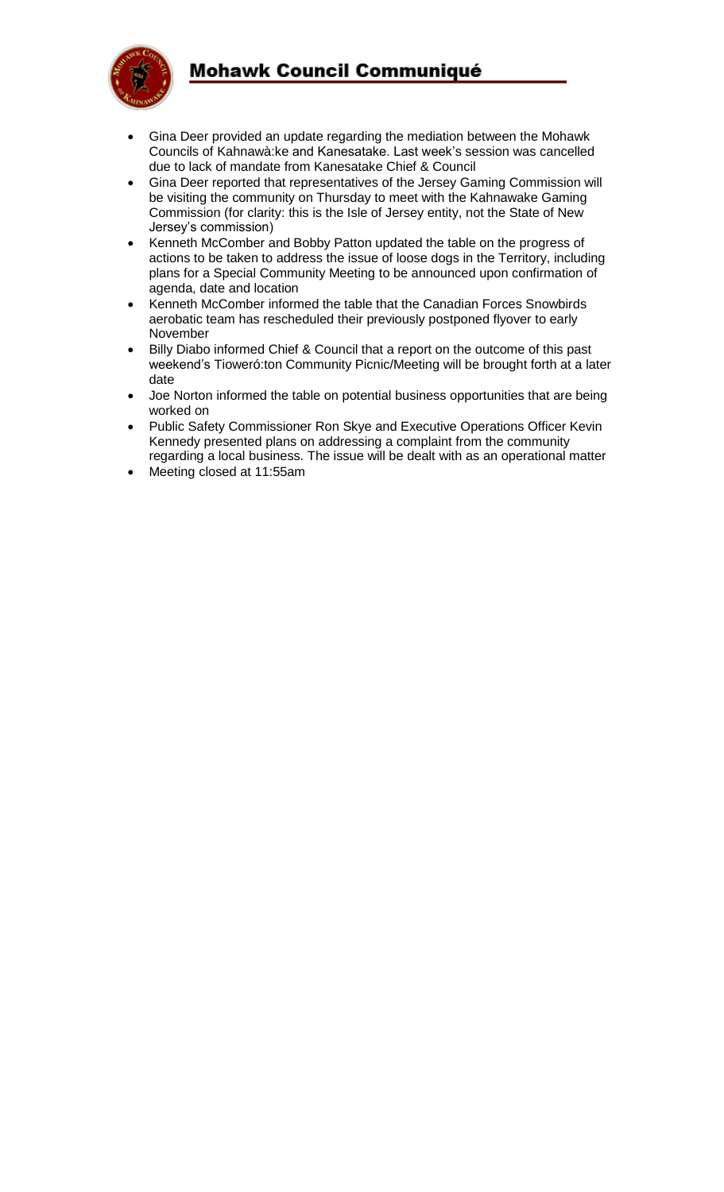# Mohawk Council Communiqué

- Gina Deer provided an update regarding the mediation between the Mohawk Councils of Kahnawà:ke and Kanesatake. Last week's session was cancelled due to lack of mandate from Kanesatake Chief & Council
- Gina Deer reported that representatives of the Jersey Gaming Commission will be visiting the community on Thursday to meet with the Kahnawake Gaming Commission (for clarity: this is the Isle of Jersey entity, not the State of New Jersey's commission)
- Kenneth McComber and Bobby Patton updated the table on the progress of actions to be taken to address the issue of loose dogs in the Territory, including plans for a Special Community Meeting to be announced upon confirmation of agenda, date and location
- Kenneth McComber informed the table that the Canadian Forces Snowbirds aerobatic team has rescheduled their previously postponed flyover to early November
- Billy Diabo informed Chief & Council that a report on the outcome of this past weekend's Tioweró:ton Community Picnic/Meeting will be brought forth at a later date
- Joe Norton informed the table on potential business opportunities that are being worked on
- Public Safety Commissioner Ron Skye and Executive Operations Officer Kevin Kennedy presented plans on addressing a complaint from the community regarding a local business. The issue will be dealt with as an operational matter
- Meeting closed at 11:55am